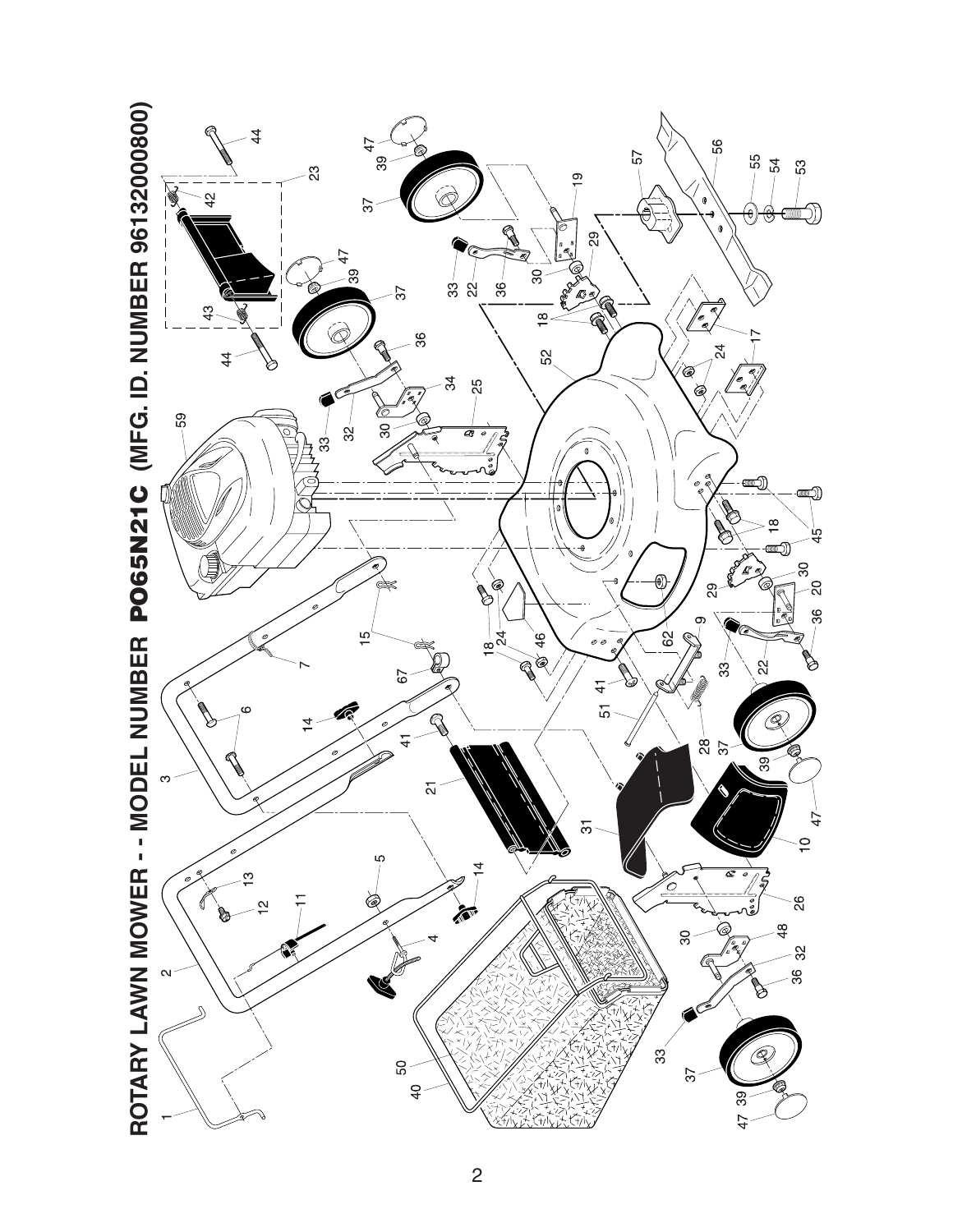# ROTARY LAWN MOWER - - MODEL NUMBER PO65N21C (MFG. ID. NUMBER 96132000800)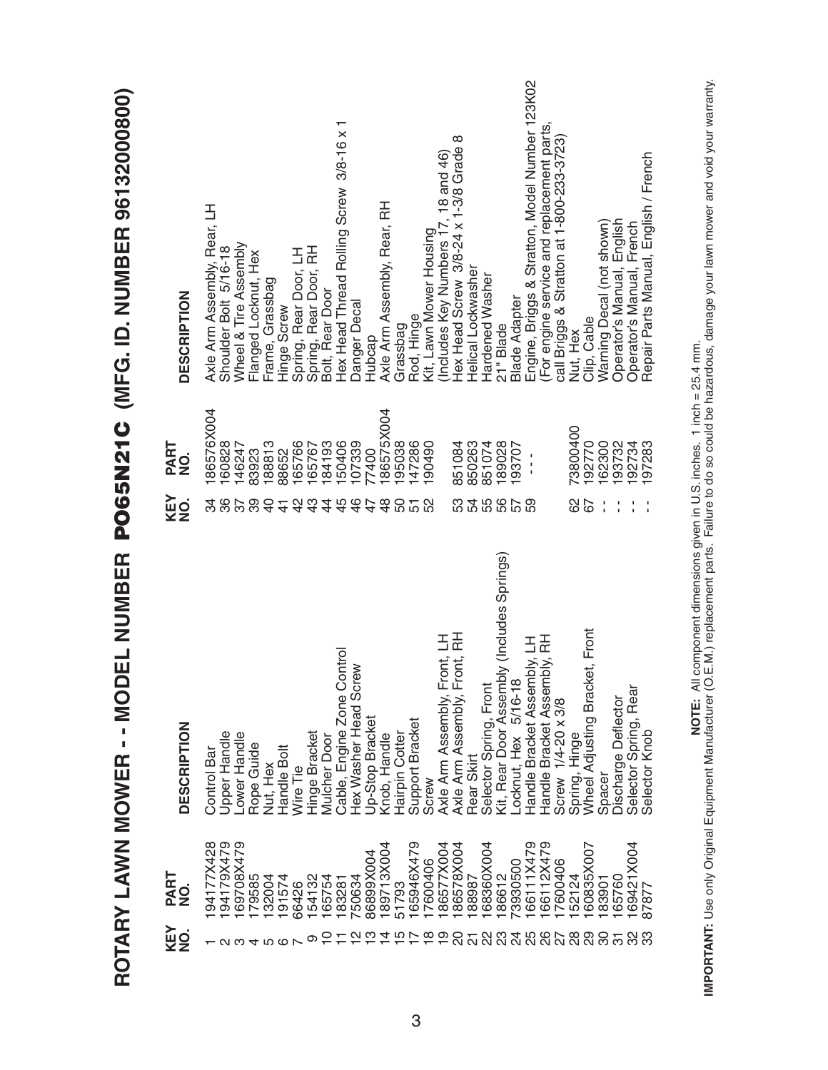# ROTARY LAWN MOWER - - MODEL NUMBER PO65N21C (MFG. ID. NUMBER 96132000800)

| KEY NO. | PART NO. | DESCRIPTION | KEY NO. | PART NO. | DESCRIPTION |
|---|---|---|---|---|---|
| 1 | 194177X428 | Control Bar | 34 | 186576X004 | Axle Arm Assembly, Rear, LH |
| 2 | 194179X479 | Upper Handle | 36 | 160828 | Shoulder Bolt 5/16-18 |
| 3 | 169708X479 | Lower Handle | 37 | 146247 | Wheel & Tire Assembly |
| 4 | 179585 | Rope Guide | 39 | 83923 | Flanged Locknut, Hex |
| 5 | 132004 | Nut, Hex | 40 | 188813 | Frame, Grassbag |
| 6 | 191574 | Handle Bolt | 41 | 88652 | Hinge Screw |
| 7 | 66426 | Wire Tie | 42 | 165766 | Spring, Rear Door, LH |
| 9 | 154132 | Hinge Bracket | 43 | 165767 | Spring, Rear Door, RH |
| 10 | 165754 | Mulcher Door | 44 | 184193 | Bolt, Rear Door |
| 11 | 183281 | Cable, Engine Zone Control | 45 | 150406 | Hex Head Thread Rolling Screw 3/8-16 x 1 |
| 12 | 750634 | Hex Washer Head Screw | 46 | 107339 | Danger Decal |
| 13 | 86899X004 | Up-Stop Bracket | 47 | 77400 | Hubcap |
| 14 | 189713X004 | Knob, Handle | 48 | 186575X004 | Axle Arm Assembly, Rear, RH |
| 15 | 51793 | Hairpin Cotter | 50 | 195038 | Grassbag |
| 17 | 165946X479 | Support Bracket | 51 | 147286 | Rod, Hinge |
| 18 | 17600406 | Screw | 52 | 190490 | Kit, Lawn Mower Housing (Includes Key Numbers 17, 18 and 46) |
| 19 | 186577X004 | Axle Arm Assembly, Front, LH | 53 | 851084 | Hex Head Screw 3/8-24 x 1-3/8 Grade 8 |
| 20 | 186578X004 | Axle Arm Assembly, Front, RH | 54 | 850263 | Helical Lockwasher |
| 21 | 188987 | Rear Skirt | 55 | 851074 | Hardened Washer |
| 22 | 168360X004 | Selector Spring, Front | 56 | 189028 | 21" Blade |
| 23 | 186612 | Kit, Rear Door Assembly (Includes Springs) | 57 | 193707 | Blade Adapter |
| 24 | 73930500 | Locknut, Hex 5/16-18 | 59 | - - - | Engine, Briggs & Stratton, Model Number 123K02 (For engine service and replacement parts, call Briggs & Stratton at 1-800-233-3723) |
| 25 | 166111X479 | Handle Bracket Assembly, LH | 62 | 73800400 | Nut, Hex |
| 26 | 166112X479 | Handle Bracket Assembly, RH | 67 | 192770 | Clip, Cable |
| 27 | 17600406 | Screw 1/4-20 x 3/8 | - - | 162300 | Warning Decal (not shown) |
| 28 | 152124 | Spring, Hinge | - - | 193732 | Operator's Manual, English |
| 29 | 160835X007 | Wheel Adjusting Bracket, Front | - - | 192734 | Operator's Manual, French |
| 30 | 183901 | Spacer | - - | 197283 | Repair Parts Manual, English / French |
| 31 | 165760 | Discharge Deflector | | | |
| 32 | 169421X004 | Selector Spring, Rear | | | |
| 33 | 87877 | Selector Knob | | | |

**NOTE:** All component dimensions given in U.S. inches. 1 inch = 25.4 mm.

**IMPORTANT:** Use only Original Equipment Manufacturer (O.E.M.) replacement parts. Failure to do so could be hazardous, damage your lawn mower and void your warranty.